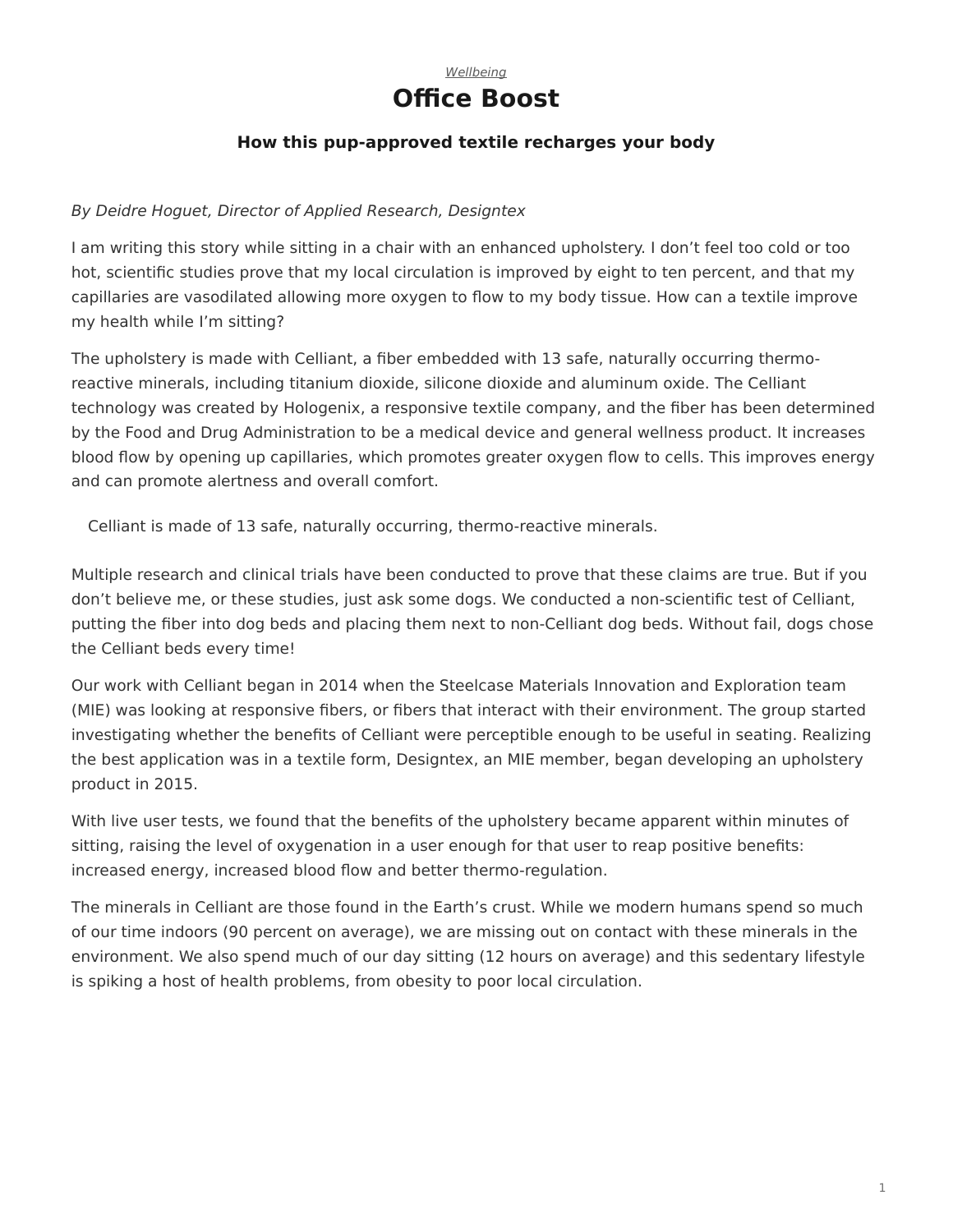*Wellbeing*

# Office Boost

### How this pup-approved textile recharges your body

*By Deidre Hoguet, Director of Applied Research, Designtex*

I am writing this story while sitting in a chair with an enhanced upholstery. I don't feel too cold or too hot, scientific studies prove that my local circulation is improved by eight to ten percent, and that my capillaries are vasodilated allowing more oxygen to flow to my body tissue. How can a textile improve my health while I'm sitting?

The upholstery is made with Celliant, a fiber embedded with 13 safe, naturally occurring thermo-reactive minerals, including titanium dioxide, silicone dioxide and aluminum oxide. The Celliant technology was created by Hologenix, a responsive textile company, and the fiber has been determined by the Food and Drug Administration to be a medical device and general wellness product. It increases blood flow by opening up capillaries, which promotes greater oxygen flow to cells. This improves energy and can promote alertness and overall comfort.

Celliant is made of 13 safe, naturally occurring, thermo-reactive minerals.

Multiple research and clinical trials have been conducted to prove that these claims are true. But if you don't believe me, or these studies, just ask some dogs. We conducted a non-scientific test of Celliant, putting the fiber into dog beds and placing them next to non-Celliant dog beds. Without fail, dogs chose the Celliant beds every time!

Our work with Celliant began in 2014 when the Steelcase Materials Innovation and Exploration team (MIE) was looking at responsive fibers, or fibers that interact with their environment. The group started investigating whether the benefits of Celliant were perceptible enough to be useful in seating. Realizing the best application was in a textile form, Designtex, an MIE member, began developing an upholstery product in 2015.

With live user tests, we found that the benefits of the upholstery became apparent within minutes of sitting, raising the level of oxygenation in a user enough for that user to reap positive benefits: increased energy, increased blood flow and better thermo-regulation.

The minerals in Celliant are those found in the Earth's crust. While we modern humans spend so much of our time indoors (90 percent on average), we are missing out on contact with these minerals in the environment. We also spend much of our day sitting (12 hours on average) and this sedentary lifestyle is spiking a host of health problems, from obesity to poor local circulation.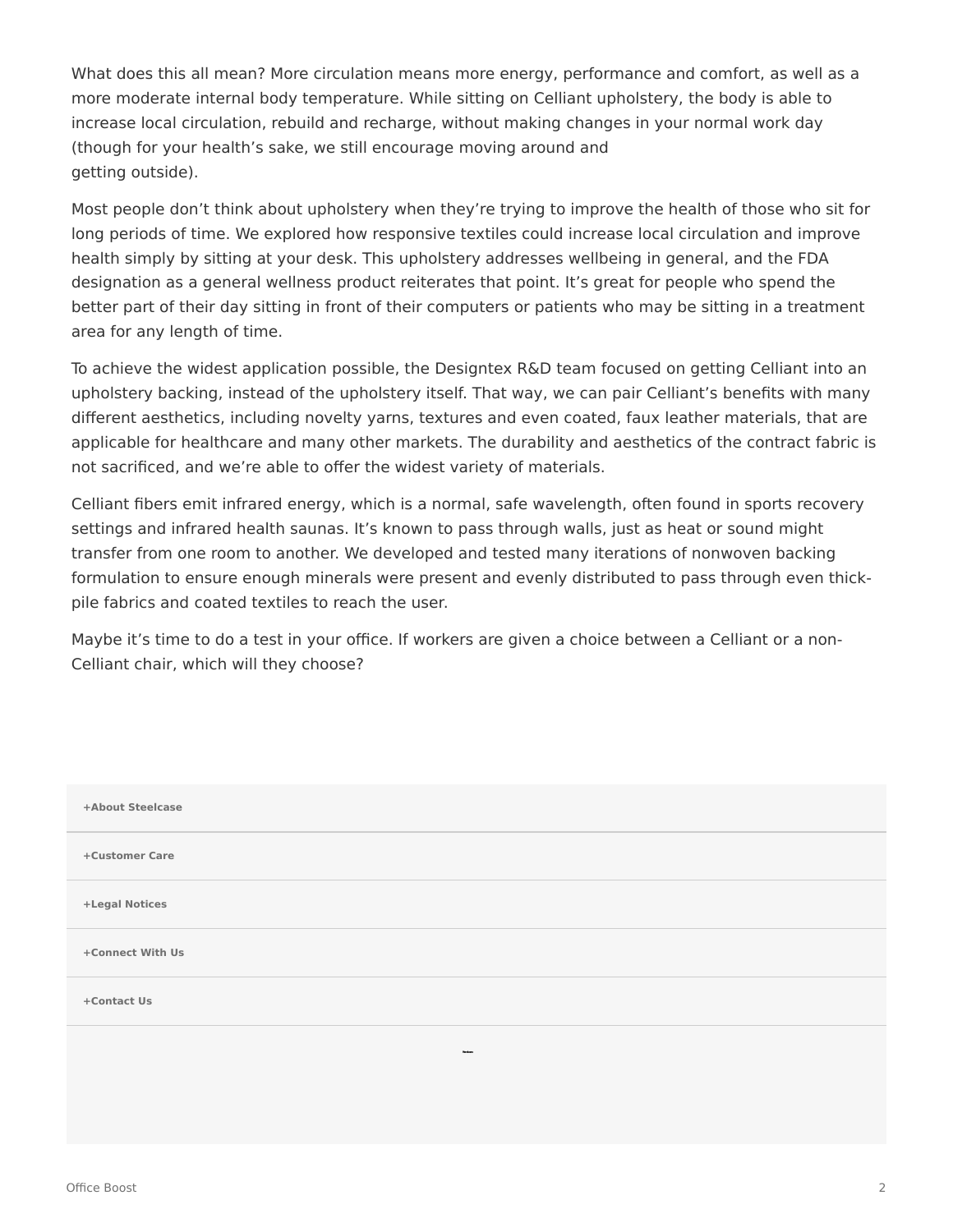What does this all mean? More circulation means more energy, performance and comfort, as well as a more moderate internal body temperature. While sitting on Celliant upholstery, the body is able to increase local circulation, rebuild and recharge, without making changes in your normal work day (though for your health's sake, we still encourage moving around and getting outside).

Most people don't think about upholstery when they're trying to improve the health of those who sit for long periods of time. We explored how responsive textiles could increase local circulation and improve health simply by sitting at your desk. This upholstery addresses wellbeing in general, and the FDA designation as a general wellness product reiterates that point. It's great for people who spend the better part of their day sitting in front of their computers or patients who may be sitting in a treatment area for any length of time.

To achieve the widest application possible, the Designtex R&D team focused on getting Celliant into an upholstery backing, instead of the upholstery itself. That way, we can pair Celliant's benefits with many different aesthetics, including novelty yarns, textures and even coated, faux leather materials, that are applicable for healthcare and many other markets. The durability and aesthetics of the contract fabric is not sacrificed, and we're able to offer the widest variety of materials.

Celliant fibers emit infrared energy, which is a normal, safe wavelength, often found in sports recovery settings and infrared health saunas. It's known to pass through walls, just as heat or sound might transfer from one room to another. We developed and tested many iterations of nonwoven backing formulation to ensure enough minerals were present and evenly distributed to pass through even thick-pile fabrics and coated textiles to reach the user.

Maybe it's time to do a test in your office. If workers are given a choice between a Celliant or a non-Celliant chair, which will they choose?

**+About Steelcase**

**+Customer Care**

**+Legal Notices**

**+Connect With Us**

**+Contact Us**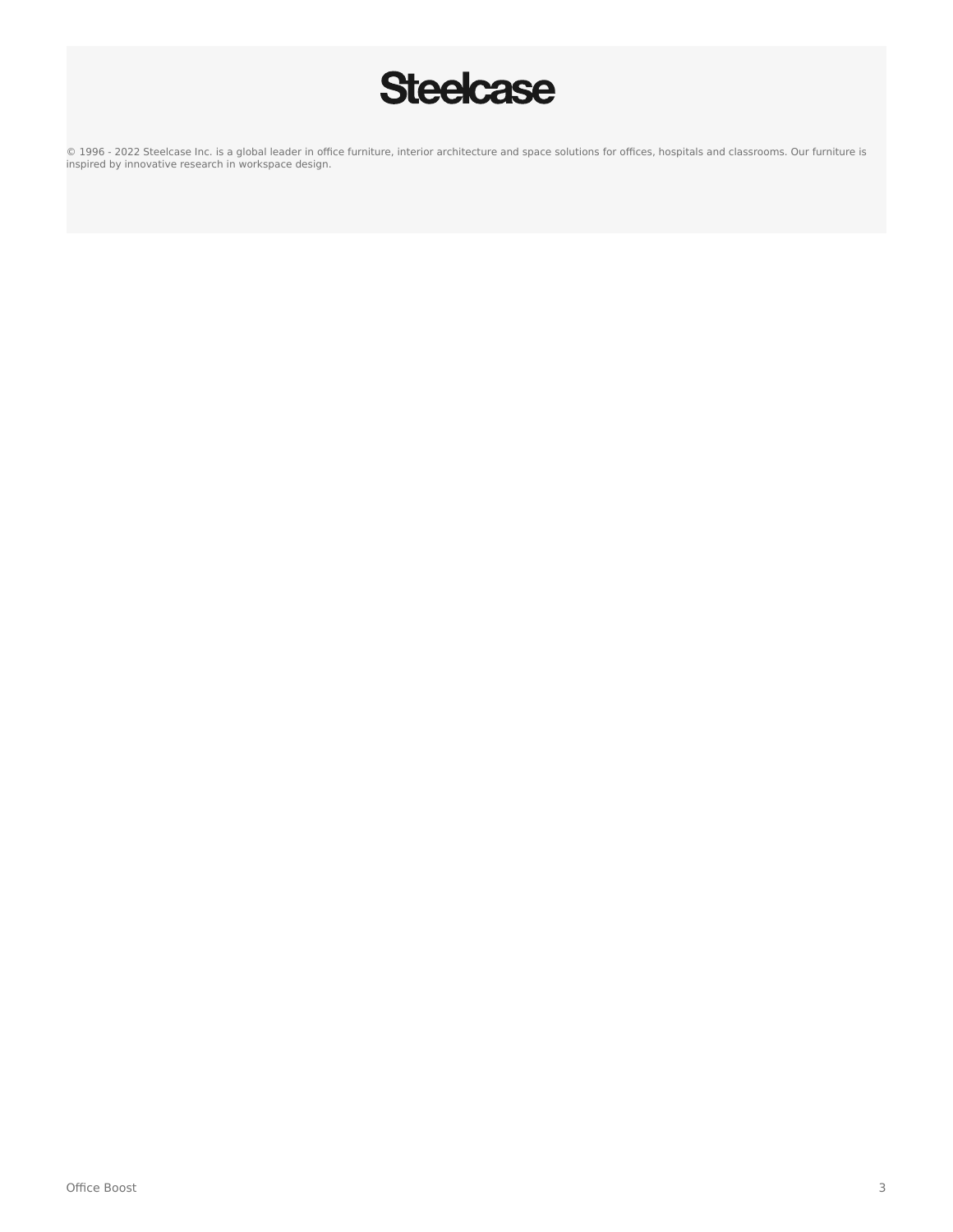Steelcase

© 1996 - 2022 Steelcase Inc. is a global leader in office furniture, interior architecture and space solutions for offices, hospitals and classrooms. Our furniture is inspired by innovative research in workspace design.